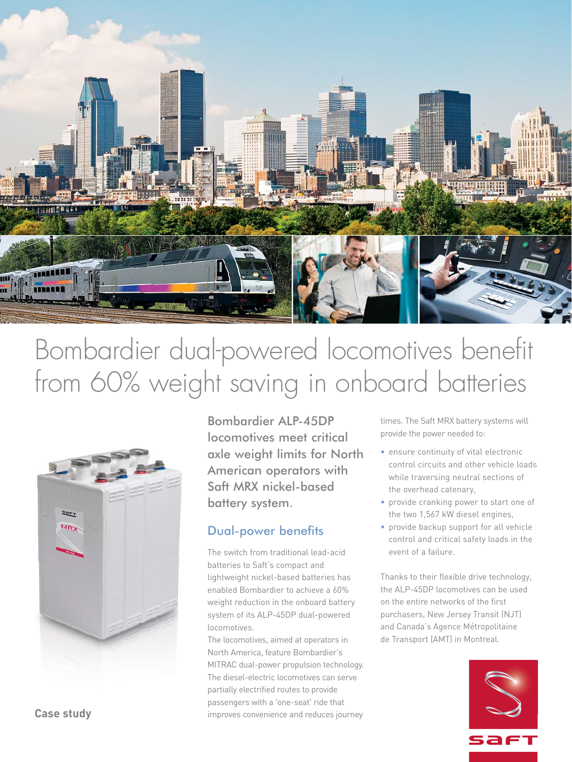# Bombardier dual-powered locomotives benefit from 60% weight saving in onboard batteries

Case study

## Bombardier ALP-45DP locomotives meet critical axle weight limits for North American operators with Saft MRX nickel-based battery system.

### Dual-power benefits

The switch from traditional lead-acid batteries to Saft's compact and lightweight nickel-based batteries has enabled Bombardier to achieve a 60% weight reduction in the onboard battery system of its ALP-45DP dual-powered locomotives.

The locomotives, aimed at operators in North America, feature Bombardier's MITRAC dual-power propulsion technology. The diesel-electric locomotives can serve partially electrified routes to provide passengers with a 'one-seat' ride that improves convenience and reduces journey times. The Saft MRX battery systems will provide the power needed to:

- ensure continuity of vital electronic control circuits and other vehicle loads while traversing neutral sections of the overhead catenary,
- provide cranking power to start one of the two 1,567 kW diesel engines,
- provide backup support for all vehicle control and critical safety loads in the event of a failure.

Thanks to their flexible drive technology, the ALP-45DP locomotives can be used on the entire networks of the first purchasers, New Jersey Transit (NJT) and Canada's Agence Métropolitaine de Transport (AMT) in Montreal.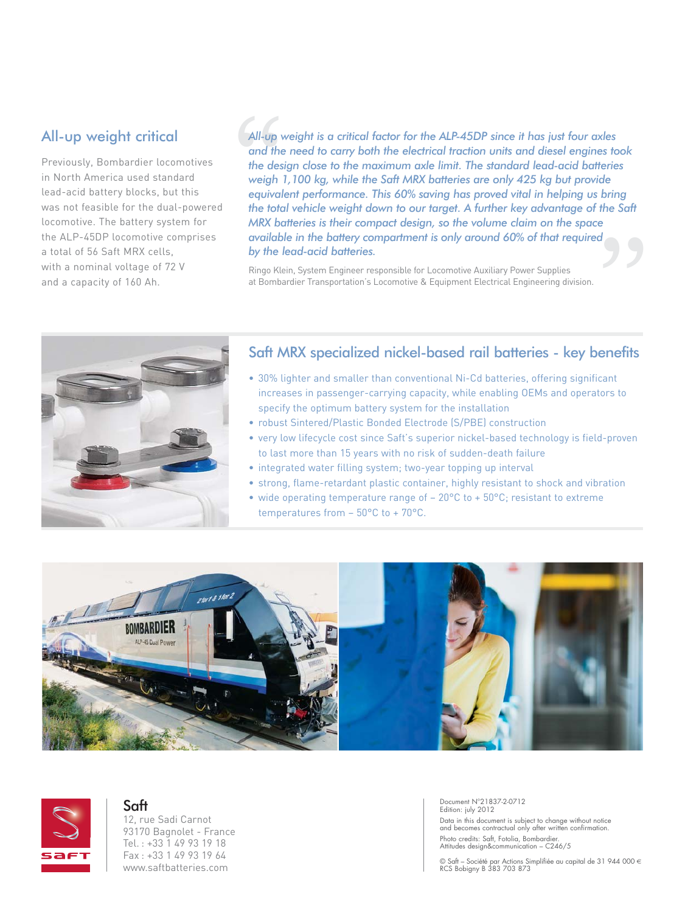## All-up weight critical

Previously, Bombardier locomotives in North America used standard lead-acid battery blocks, but this was not feasible for the dual-powered locomotive. The battery system for the ALP-45DP locomotive comprises a total of 56 Saft MRX cells, with a nominal voltage of 72 V and a capacity of 160 Ah.

> *All-up weight is a critical factor for the ALP-45DP since it has just four axles and the need to carry both the electrical traction units and diesel engines took the design close to the maximum axle limit. The standard lead-acid batteries weigh 1,100 kg, while the Saft MRX batteries are only 425 kg but provide equivalent performance. This 60% saving has proved vital in helping us bring the total vehicle weight down to our target. A further key advantage of the Saft MRX batteries is their compact design, so the volume claim on the space available in the battery compartment is only around 60% of that required by the lead-acid batteries.*
>
> Ringo Klein, System Engineer responsible for Locomotive Auxiliary Power Supplies at Bombardier Transportation's Locomotive & Equipment Electrical Engineering division.

## Saft MRX specialized nickel-based rail batteries - key benefits

- 30% lighter and smaller than conventional Ni-Cd batteries, offering significant increases in passenger-carrying capacity, while enabling OEMs and operators to specify the optimum battery system for the installation
- robust Sintered/Plastic Bonded Electrode (S/PBE) construction
- very low lifecycle cost since Saft's superior nickel-based technology is field-proven to last more than 15 years with no risk of sudden-death failure
- integrated water filling system; two-year topping up interval
- strong, flame-retardant plastic container, highly resistant to shock and vibration
- wide operating temperature range of – 20°C to + 50°C; resistant to extreme temperatures from – 50°C to + 70°C.

**Saft**
12, rue Sadi Carnot
93170 Bagnolet - France
Tel. : +33 1 49 93 19 18
Fax : +33 1 49 93 19 64
www.saftbatteries.com

Document N°21837-2-0712
Edition: july 2012

Data in this document is subject to change without notice and becomes contractual only after written confirmation.

Photo credits: Saft, Fotolia, Bombardier.
Attitudes design&communication – C246/5

© Saft – Société par Actions Simplifiée au capital de 31 944 000 €
RCS Bobigny B 383 703 873